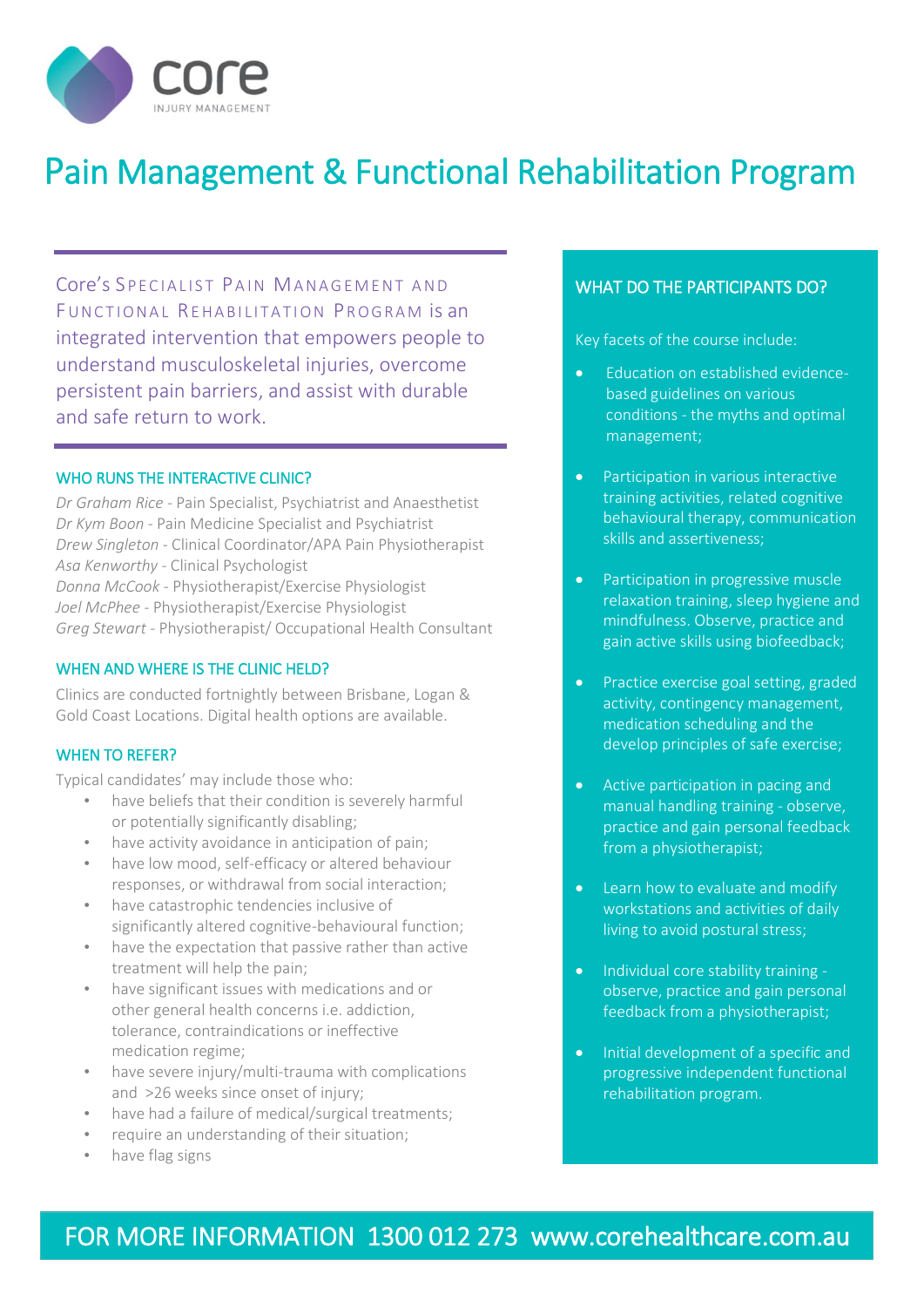core

INJURY MANAGEMENT

# Pain Management & Functional Rehabilitation Program

Core's Specialist Pain Management and Functional Rehabilitation Program is an integrated intervention that empowers people to understand musculoskeletal injuries, overcome persistent pain barriers, and assist with durable and safe return to work.

## WHO RUNS THE INTERACTIVE CLINIC?

*Dr Graham Rice* - Pain Specialist, Psychiatrist and Anaesthetist
*Dr Kym Boon* - Pain Medicine Specialist and Psychiatrist
*Drew Singleton* - Clinical Coordinator/APA Pain Physiotherapist
*Asa Kenworthy* - Clinical Psychologist
*Donna McCook* - Physiotherapist/Exercise Physiologist
*Joel McPhee* - Physiotherapist/Exercise Physiologist
*Greg Stewart* - Physiotherapist/ Occupational Health Consultant

## WHEN AND WHERE IS THE CLINIC HELD?

Clinics are conducted fortnightly between Brisbane, Logan & Gold Coast Locations. Digital health options are available.

## WHEN TO REFER?

Typical candidates' may include those who:

- have beliefs that their condition is severely harmful or potentially significantly disabling;
- have activity avoidance in anticipation of pain;
- have low mood, self-efficacy or altered behaviour responses, or withdrawal from social interaction;
- have catastrophic tendencies inclusive of significantly altered cognitive-behavioural function;
- have the expectation that passive rather than active treatment will help the pain;
- have significant issues with medications and or other general health concerns i.e. addiction, tolerance, contraindications or ineffective medication regime;
- have severe injury/multi-trauma with complications and >26 weeks since onset of injury;
- have had a failure of medical/surgical treatments;
- require an understanding of their situation;
- have flag signs

## WHAT DO THE PARTICIPANTS DO?

Key facets of the course include:

- Education on established evidence-based guidelines on various conditions - the myths and optimal management;
- Participation in various interactive training activities, related cognitive behavioural therapy, communication skills and assertiveness;
- Participation in progressive muscle relaxation training, sleep hygiene and mindfulness. Observe, practice and gain active skills using biofeedback;
- Practice exercise goal setting, graded activity, contingency management, medication scheduling and the develop principles of safe exercise;
- Active participation in pacing and manual handling training - observe, practice and gain personal feedback from a physiotherapist;
- Learn how to evaluate and modify workstations and activities of daily living to avoid postural stress;
- Individual core stability training - observe, practice and gain personal feedback from a physiotherapist;
- Initial development of a specific and progressive independent functional rehabilitation program.

FOR MORE INFORMATION 1300 012 273 www.corehealthcare.com.au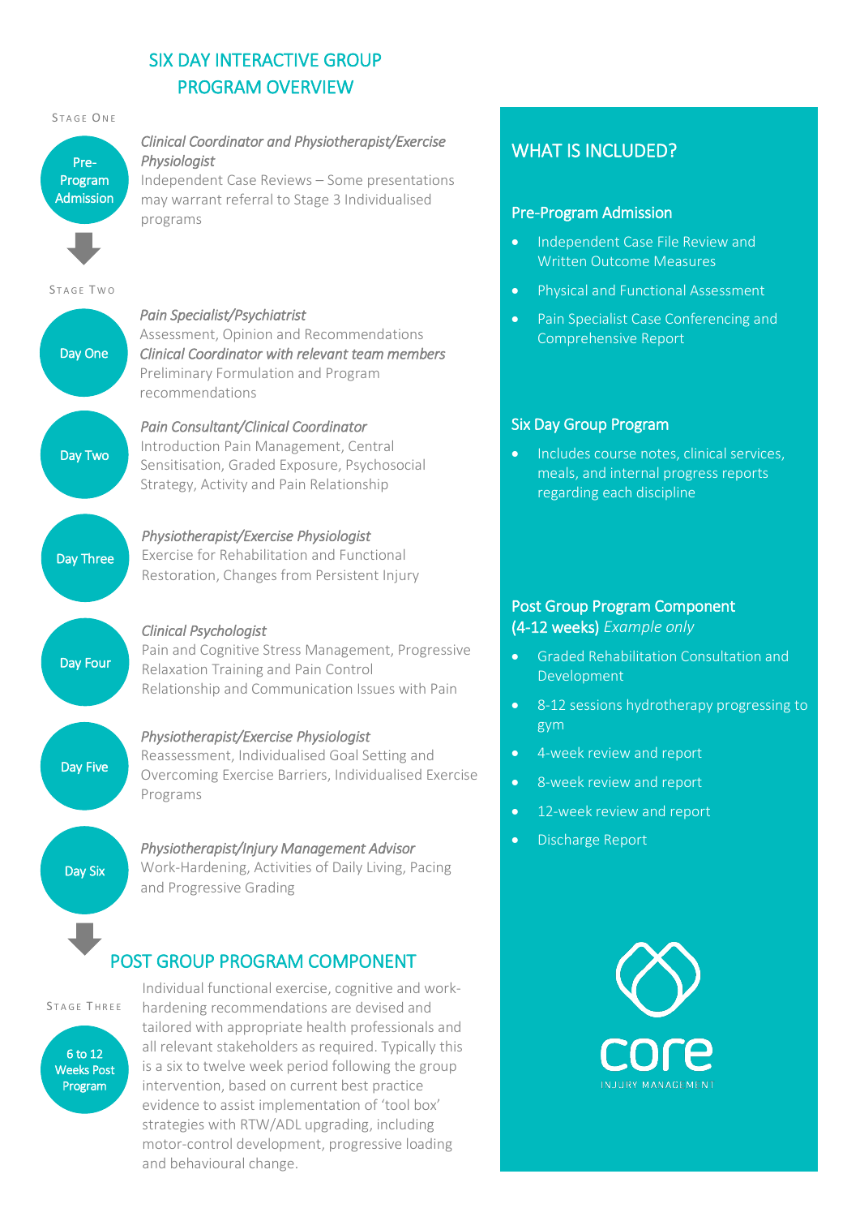# SIX DAY INTERACTIVE GROUP PROGRAM OVERVIEW

### Stage One

**Pre-Program Admission**

*Clinical Coordinator and Physiotherapist/Exercise Physiologist*
Independent Case Reviews – Some presentations may warrant referral to Stage 3 Individualised programs

### Stage Two

**Day One**

*Pain Specialist/Psychiatrist*
Assessment, Opinion and Recommendations
*Clinical Coordinator with relevant team members*
Preliminary Formulation and Program recommendations

**Day Two**

*Pain Consultant/Clinical Coordinator*
Introduction Pain Management, Central Sensitisation, Graded Exposure, Psychosocial Strategy, Activity and Pain Relationship

**Day Three**

*Physiotherapist/Exercise Physiologist*
Exercise for Rehabilitation and Functional Restoration, Changes from Persistent Injury

**Day Four**

*Clinical Psychologist*
Pain and Cognitive Stress Management, Progressive Relaxation Training and Pain Control
Relationship and Communication Issues with Pain

**Day Five**

*Physiotherapist/Exercise Physiologist*
Reassessment, Individualised Goal Setting and Overcoming Exercise Barriers, Individualised Exercise Programs

**Day Six**

*Physiotherapist/Injury Management Advisor*
Work-Hardening, Activities of Daily Living, Pacing and Progressive Grading

## POST GROUP PROGRAM COMPONENT

### Stage Three

**6 to 12 Weeks Post Program**

Individual functional exercise, cognitive and work-hardening recommendations are devised and tailored with appropriate health professionals and all relevant stakeholders as required. Typically this is a six to twelve week period following the group intervention, based on current best practice evidence to assist implementation of 'tool box' strategies with RTW/ADL upgrading, including motor-control development, progressive loading and behavioural change.

## WHAT IS INCLUDED?

### Pre-Program Admission

- Independent Case File Review and Written Outcome Measures
- Physical and Functional Assessment
- Pain Specialist Case Conferencing and Comprehensive Report

### Six Day Group Program

- Includes course notes, clinical services, meals, and internal progress reports regarding each discipline

### Post Group Program Component (4-12 weeks) *Example only*

- Graded Rehabilitation Consultation and Development
- 8-12 sessions hydrotherapy progressing to gym
- 4-week review and report
- 8-week review and report
- 12-week review and report
- Discharge Report

core
INJURY MANAGEMENT